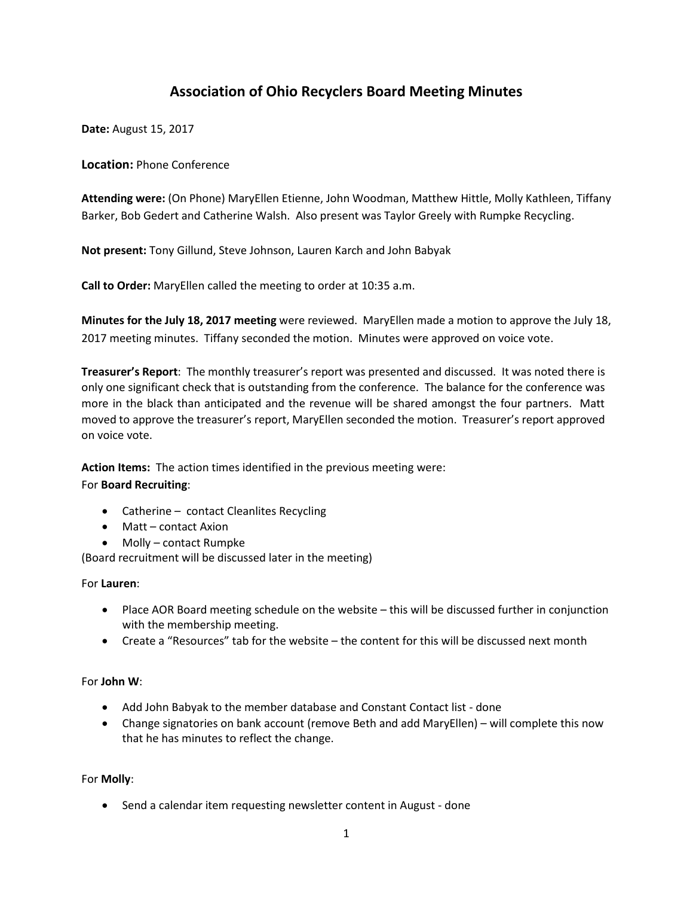# Association of Ohio Recyclers Board Meeting Minutes

**Date:** August 15, 2017

**Location:** Phone Conference

**Attending were:** (On Phone) MaryEllen Etienne, John Woodman, Matthew Hittle, Molly Kathleen, Tiffany Barker, Bob Gedert and Catherine Walsh. Also present was Taylor Greely with Rumpke Recycling.

**Not present:** Tony Gillund, Steve Johnson, Lauren Karch and John Babyak

**Call to Order:** MaryEllen called the meeting to order at 10:35 a.m.

**Minutes for the July 18, 2017 meeting** were reviewed. MaryEllen made a motion to approve the July 18, 2017 meeting minutes. Tiffany seconded the motion. Minutes were approved on voice vote.

**Treasurer's Report**: The monthly treasurer's report was presented and discussed. It was noted there is only one significant check that is outstanding from the conference. The balance for the conference was more in the black than anticipated and the revenue will be shared amongst the four partners. Matt moved to approve the treasurer's report, MaryEllen seconded the motion. Treasurer's report approved on voice vote.

**Action Items:** The action times identified in the previous meeting were:
For **Board Recruiting**:

- Catherine – contact Cleanlites Recycling
- Matt – contact Axion
- Molly – contact Rumpke

(Board recruitment will be discussed later in the meeting)

For **Lauren**:

- Place AOR Board meeting schedule on the website – this will be discussed further in conjunction with the membership meeting.
- Create a "Resources" tab for the website – the content for this will be discussed next month

For **John W**:

- Add John Babyak to the member database and Constant Contact list - done
- Change signatories on bank account (remove Beth and add MaryEllen) – will complete this now that he has minutes to reflect the change.

For **Molly**:

- Send a calendar item requesting newsletter content in August - done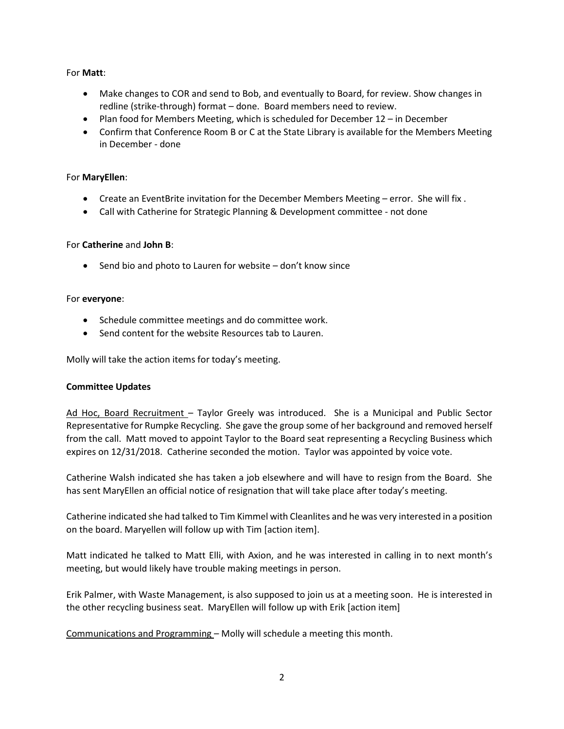For **Matt**:

- Make changes to COR and send to Bob, and eventually to Board, for review. Show changes in redline (strike-through) format – done. Board members need to review.
- Plan food for Members Meeting, which is scheduled for December 12 – in December
- Confirm that Conference Room B or C at the State Library is available for the Members Meeting in December - done

For **MaryEllen**:

- Create an EventBrite invitation for the December Members Meeting – error. She will fix .
- Call with Catherine for Strategic Planning & Development committee - not done

For **Catherine** and **John B**:

- Send bio and photo to Lauren for website – don't know since

For **everyone**:

- Schedule committee meetings and do committee work.
- Send content for the website Resources tab to Lauren.

Molly will take the action items for today's meeting.

**Committee Updates**

Ad Hoc, Board Recruitment – Taylor Greely was introduced. She is a Municipal and Public Sector Representative for Rumpke Recycling. She gave the group some of her background and removed herself from the call. Matt moved to appoint Taylor to the Board seat representing a Recycling Business which expires on 12/31/2018. Catherine seconded the motion. Taylor was appointed by voice vote.

Catherine Walsh indicated she has taken a job elsewhere and will have to resign from the Board. She has sent MaryEllen an official notice of resignation that will take place after today's meeting.

Catherine indicated she had talked to Tim Kimmel with Cleanlites and he was very interested in a position on the board. Maryellen will follow up with Tim [action item].

Matt indicated he talked to Matt Elli, with Axion, and he was interested in calling in to next month's meeting, but would likely have trouble making meetings in person.

Erik Palmer, with Waste Management, is also supposed to join us at a meeting soon. He is interested in the other recycling business seat. MaryEllen will follow up with Erik [action item]

Communications and Programming – Molly will schedule a meeting this month.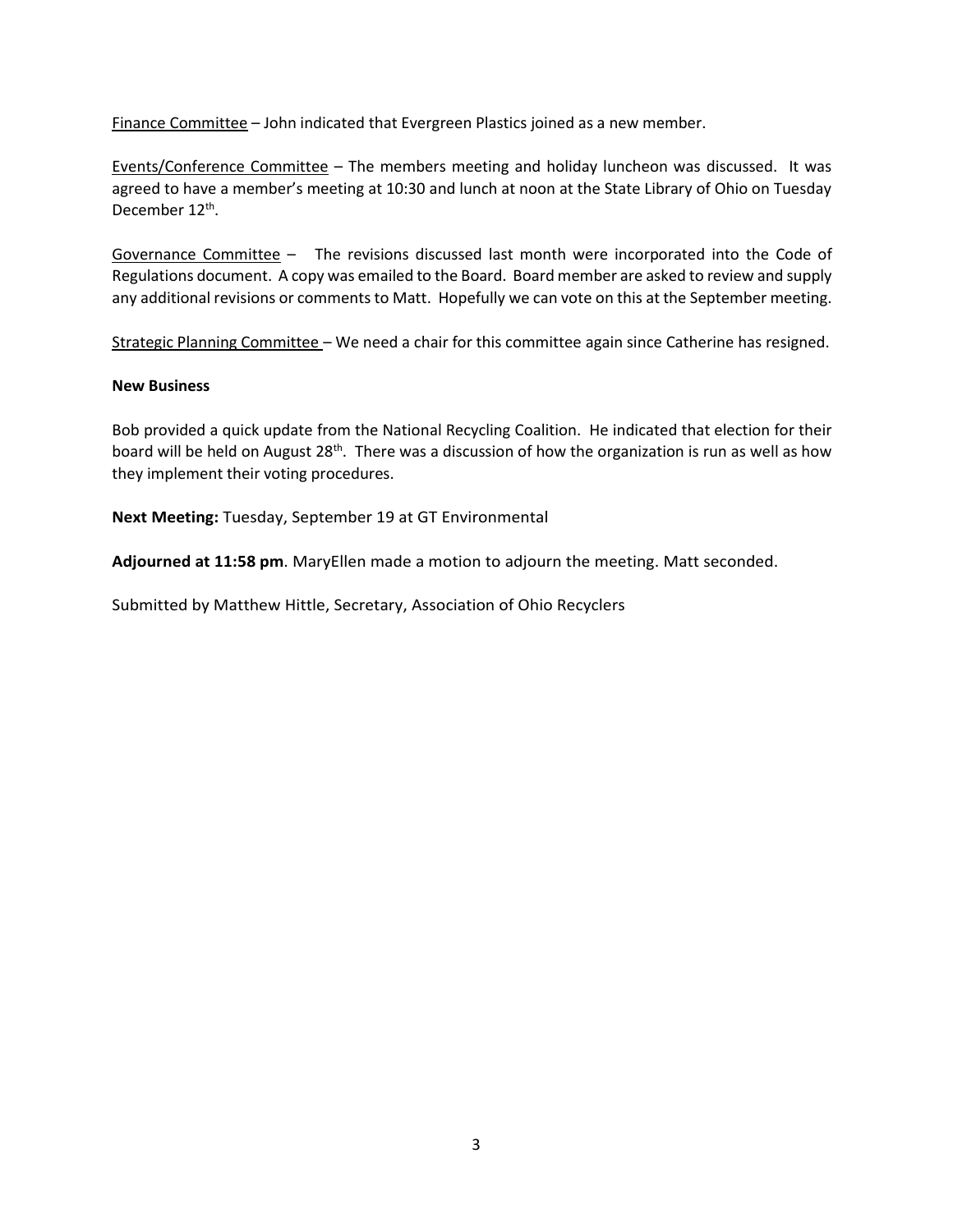<u>Finance Committee</u> – John indicated that Evergreen Plastics joined as a new member.

<u>Events/Conference Committee</u> – The members meeting and holiday luncheon was discussed. It was agreed to have a member's meeting at 10:30 and lunch at noon at the State Library of Ohio on Tuesday December 12th.

<u>Governance Committee</u> – The revisions discussed last month were incorporated into the Code of Regulations document. A copy was emailed to the Board. Board member are asked to review and supply any additional revisions or comments to Matt. Hopefully we can vote on this at the September meeting.

<u>Strategic Planning Committee</u> – We need a chair for this committee again since Catherine has resigned.

**New Business**

Bob provided a quick update from the National Recycling Coalition. He indicated that election for their board will be held on August 28th. There was a discussion of how the organization is run as well as how they implement their voting procedures.

**Next Meeting:** Tuesday, September 19 at GT Environmental

**Adjourned at 11:58 pm**. MaryEllen made a motion to adjourn the meeting. Matt seconded.

Submitted by Matthew Hittle, Secretary, Association of Ohio Recyclers